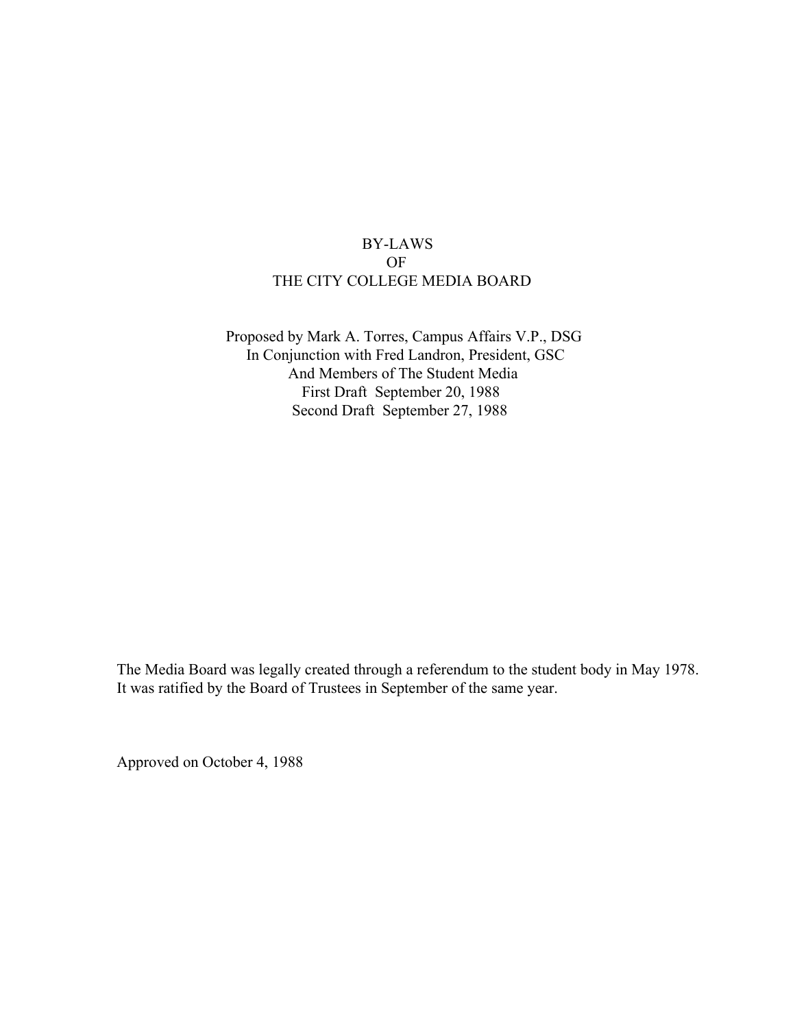# BY-LAWS
# OF
# THE CITY COLLEGE MEDIA BOARD

Proposed by Mark A. Torres, Campus Affairs V.P., DSG
In Conjunction with Fred Landron, President, GSC
And Members of The Student Media
First Draft September 20, 1988
Second Draft September 27, 1988

The Media Board was legally created through a referendum to the student body in May 1978. It was ratified by the Board of Trustees in September of the same year.

Approved on October 4, 1988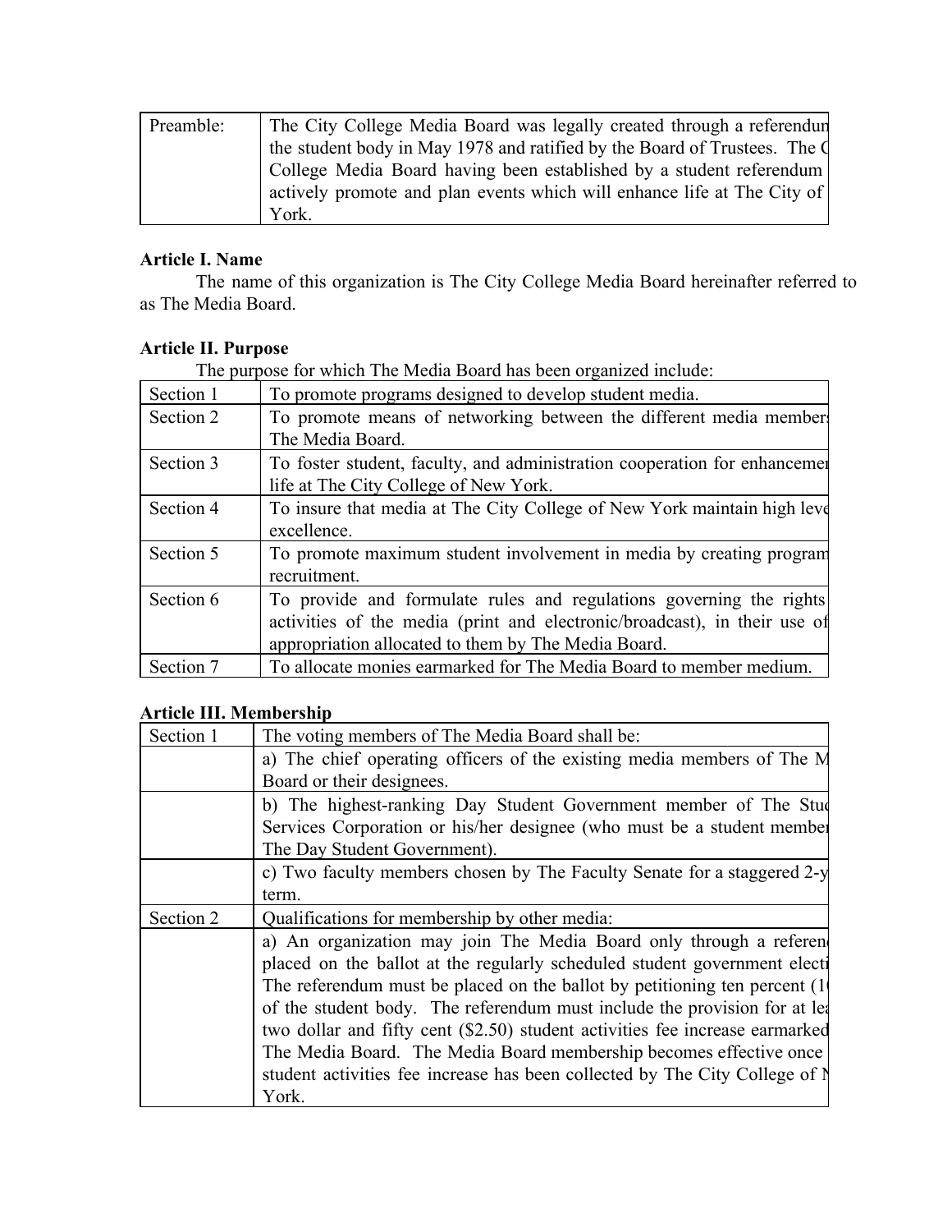| Preamble: | The City College Media Board was legally created through a referendun the student body in May 1978 and ratified by the Board of Trustees. The C College Media Board having been established by a student referendum actively promote and plan events which will enhance life at The City of York. |
|---|---|

**Article I. Name**

The name of this organization is The City College Media Board hereinafter referred to as The Media Board.

**Article II. Purpose**

The purpose for which The Media Board has been organized include:

| Section 1 | To promote programs designed to develop student media. |
|---|---|
| Section 2 | To promote means of networking between the different media members The Media Board. |
| Section 3 | To foster student, faculty, and administration cooperation for enhancemer life at The City College of New York. |
| Section 4 | To insure that media at The City College of New York maintain high leve excellence. |
| Section 5 | To promote maximum student involvement in media by creating program recruitment. |
| Section 6 | To provide and formulate rules and regulations governing the rights activities of the media (print and electronic/broadcast), in their use of appropriation allocated to them by The Media Board. |
| Section 7 | To allocate monies earmarked for The Media Board to member medium. |

**Article III. Membership**

| Section 1 | The voting members of The Media Board shall be: |
|---|---|
| | a) The chief operating officers of the existing media members of The M Board or their designees. |
| | b) The highest-ranking Day Student Government member of The Stud Services Corporation or his/her designee (who must be a student member The Day Student Government). |
| | c) Two faculty members chosen by The Faculty Senate for a staggered 2-y term. |
| Section 2 | Qualifications for membership by other media: |
| | a) An organization may join The Media Board only through a referend placed on the ballot at the regularly scheduled student government electi The referendum must be placed on the ballot by petitioning ten percent (1 of the student body. The referendum must include the provision for at lea two dollar and fifty cent ($2.50) student activities fee increase earmarked The Media Board. The Media Board membership becomes effective once student activities fee increase has been collected by The City College of N York. |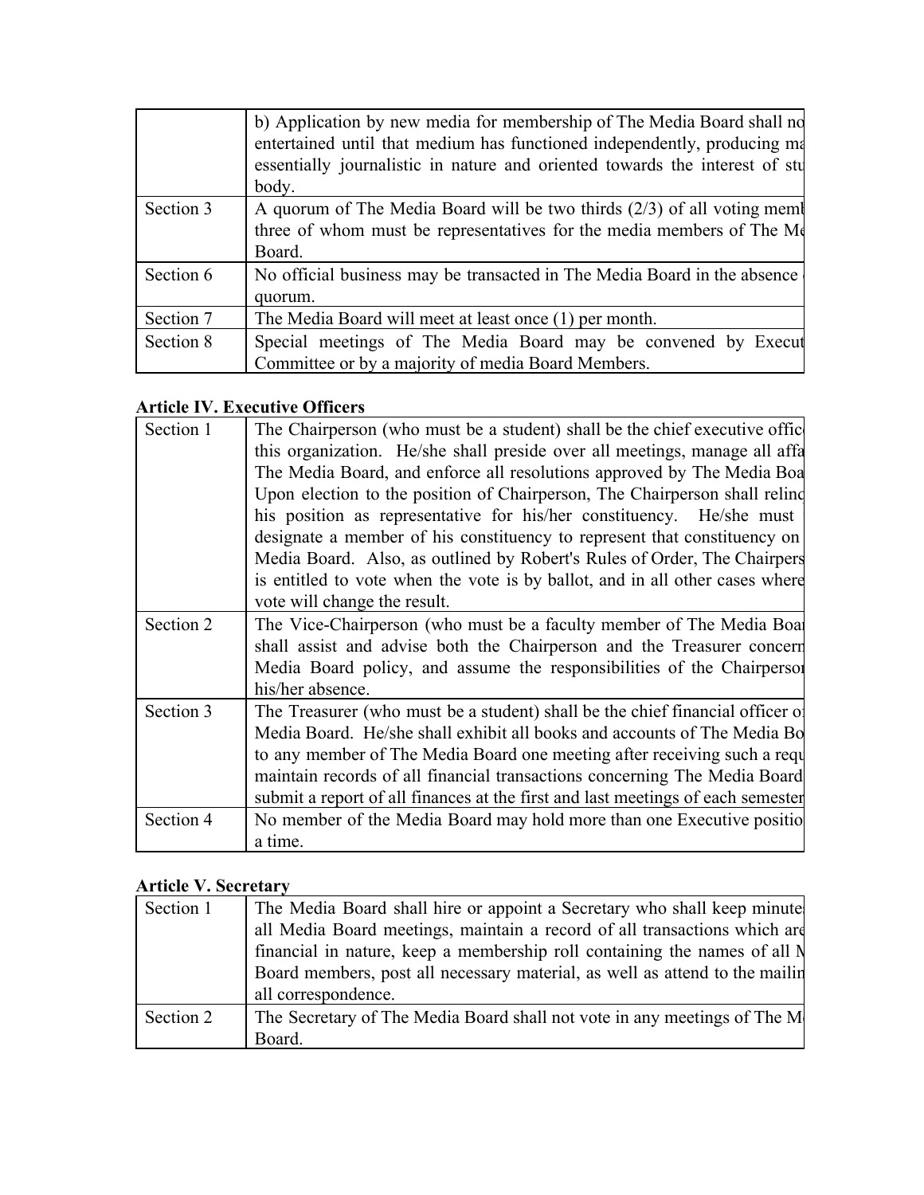| | |
|---|---|
| | b) Application by new media for membership of The Media Board shall no entertained until that medium has functioned independently, producing ma essentially journalistic in nature and oriented towards the interest of stu body. |
| Section 3 | A quorum of The Media Board will be two thirds (2/3) of all voting memb three of whom must be representatives for the media members of The Me Board. |
| Section 6 | No official business may be transacted in The Media Board in the absence quorum. |
| Section 7 | The Media Board will meet at least once (1) per month. |
| Section 8 | Special meetings of The Media Board may be convened by Execut Committee or by a majority of media Board Members. |

**Article IV. Executive Officers**

| | |
|---|---|
| Section 1 | The Chairperson (who must be a student) shall be the chief executive offic this organization. He/she shall preside over all meetings, manage all affa The Media Board, and enforce all resolutions approved by The Media Boa Upon election to the position of Chairperson, The Chairperson shall relinq his position as representative for his/her constituency. He/she must designate a member of his constituency to represent that constituency on Media Board. Also, as outlined by Robert's Rules of Order, The Chairpers is entitled to vote when the vote is by ballot, and in all other cases where vote will change the result. |
| Section 2 | The Vice-Chairperson (who must be a faculty member of The Media Boar shall assist and advise both the Chairperson and the Treasurer concern Media Board policy, and assume the responsibilities of the Chairperson his/her absence. |
| Section 3 | The Treasurer (who must be a student) shall be the chief financial officer o Media Board. He/she shall exhibit all books and accounts of The Media Bo to any member of The Media Board one meeting after receiving such a requ maintain records of all financial transactions concerning The Media Board submit a report of all finances at the first and last meetings of each semester |
| Section 4 | No member of the Media Board may hold more than one Executive positio a time. |

**Article V. Secretary**

| | |
|---|---|
| Section 1 | The Media Board shall hire or appoint a Secretary who shall keep minute all Media Board meetings, maintain a record of all transactions which are financial in nature, keep a membership roll containing the names of all M Board members, post all necessary material, as well as attend to the mailin all correspondence. |
| Section 2 | The Secretary of The Media Board shall not vote in any meetings of The Me Board. |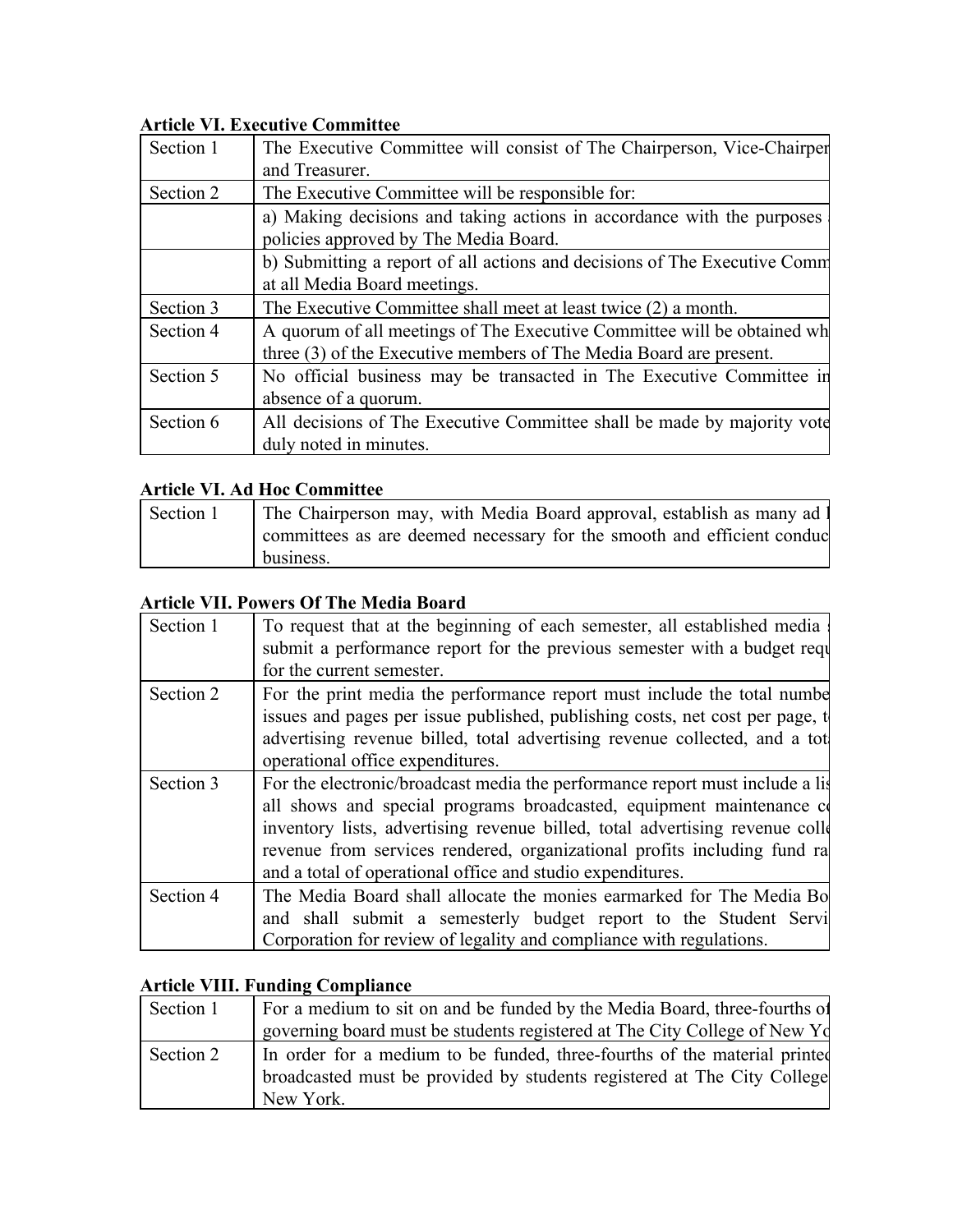**Article VI. Executive Committee**

| | |
|---|---|
| Section 1 | The Executive Committee will consist of The Chairperson, Vice-Chairper and Treasurer. |
| Section 2 | The Executive Committee will be responsible for: |
| | a) Making decisions and taking actions in accordance with the purposes policies approved by The Media Board. |
| | b) Submitting a report of all actions and decisions of The Executive Comm at all Media Board meetings. |
| Section 3 | The Executive Committee shall meet at least twice (2) a month. |
| Section 4 | A quorum of all meetings of The Executive Committee will be obtained wh three (3) of the Executive members of The Media Board are present. |
| Section 5 | No official business may be transacted in The Executive Committee in absence of a quorum. |
| Section 6 | All decisions of The Executive Committee shall be made by majority vote duly noted in minutes. |

**Article VI. Ad Hoc Committee**

| | |
|---|---|
| Section 1 | The Chairperson may, with Media Board approval, establish as many ad committees as are deemed necessary for the smooth and efficient conduc business. |

**Article VII. Powers Of The Media Board**

| | |
|---|---|
| Section 1 | To request that at the beginning of each semester, all established media submit a performance report for the previous semester with a budget requ for the current semester. |
| Section 2 | For the print media the performance report must include the total numbe issues and pages per issue published, publishing costs, net cost per page, t advertising revenue billed, total advertising revenue collected, and a tot operational office expenditures. |
| Section 3 | For the electronic/broadcast media the performance report must include a lis all shows and special programs broadcasted, equipment maintenance c inventory lists, advertising revenue billed, total advertising revenue coll revenue from services rendered, organizational profits including fund ra and a total of operational office and studio expenditures. |
| Section 4 | The Media Board shall allocate the monies earmarked for The Media Bo and shall submit a semesterly budget report to the Student Servi Corporation for review of legality and compliance with regulations. |

**Article VIII. Funding Compliance**

| | |
|---|---|
| Section 1 | For a medium to sit on and be funded by the Media Board, three-fourths of governing board must be students registered at The City College of New Yo |
| Section 2 | In order for a medium to be funded, three-fourths of the material printed broadcasted must be provided by students registered at The City College New York. |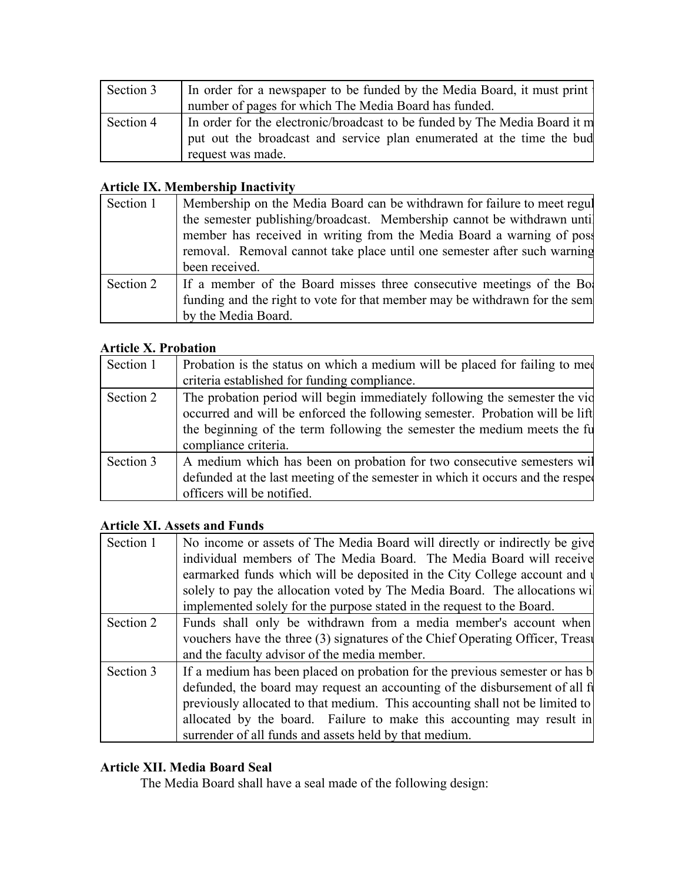| Section 3 | In order for a newspaper to be funded by the Media Board, it must print number of pages for which The Media Board has funded. |
|---|---|
| Section 4 | In order for the electronic/broadcast to be funded by The Media Board it m put out the broadcast and service plan enumerated at the time the bud request was made. |

**Article IX. Membership Inactivity**

| Section 1 | Membership on the Media Board can be withdrawn for failure to meet regul the semester publishing/broadcast. Membership cannot be withdrawn unti member has received in writing from the Media Board a warning of poss removal. Removal cannot take place until one semester after such warning been received. |
|---|---|
| Section 2 | If a member of the Board misses three consecutive meetings of the Bo funding and the right to vote for that member may be withdrawn for the sem by the Media Board. |

**Article X. Probation**

| Section 1 | Probation is the status on which a medium will be placed for failing to mee criteria established for funding compliance. |
|---|---|
| Section 2 | The probation period will begin immediately following the semester the vio occurred and will be enforced the following semester. Probation will be lift the beginning of the term following the semester the medium meets the fu compliance criteria. |
| Section 3 | A medium which has been on probation for two consecutive semesters wil defunded at the last meeting of the semester in which it occurs and the respe officers will be notified. |

**Article XI. Assets and Funds**

| Section 1 | No income or assets of The Media Board will directly or indirectly be give individual members of The Media Board. The Media Board will receive earmarked funds which will be deposited in the City College account and u solely to pay the allocation voted by The Media Board. The allocations wi implemented solely for the purpose stated in the request to the Board. |
|---|---|
| Section 2 | Funds shall only be withdrawn from a media member's account when vouchers have the three (3) signatures of the Chief Operating Officer, Treasu and the faculty advisor of the media member. |
| Section 3 | If a medium has been placed on probation for the previous semester or has b defunded, the board may request an accounting of the disbursement of all fu previously allocated to that medium. This accounting shall not be limited to allocated by the board. Failure to make this accounting may result in surrender of all funds and assets held by that medium. |

**Article XII. Media Board Seal**

The Media Board shall have a seal made of the following design: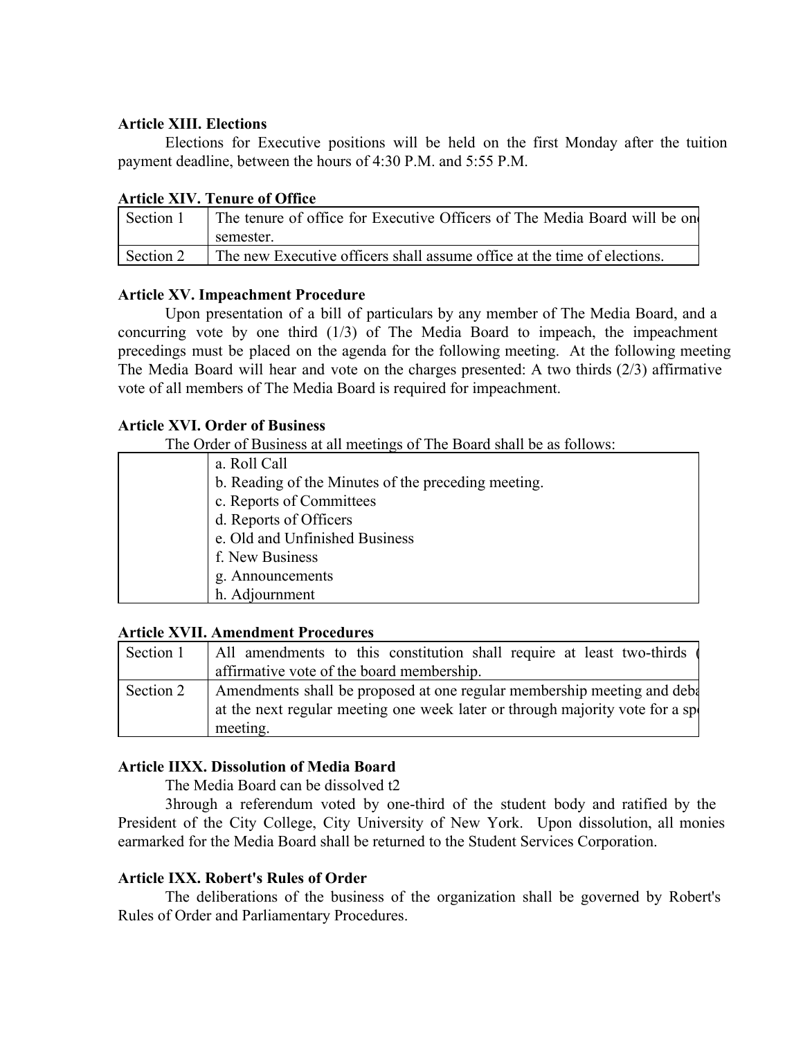**Article XIII. Elections**

Elections for Executive positions will be held on the first Monday after the tuition payment deadline, between the hours of 4:30 P.M. and 5:55 P.M.

**Article XIV. Tenure of Office**

| | |
|---|---|
| Section 1 | The tenure of office for Executive Officers of The Media Board will be one semester. |
| Section 2 | The new Executive officers shall assume office at the time of elections. |

**Article XV. Impeachment Procedure**

Upon presentation of a bill of particulars by any member of The Media Board, and a concurring vote by one third (1/3) of The Media Board to impeach, the impeachment precedings must be placed on the agenda for the following meeting. At the following meeting The Media Board will hear and vote on the charges presented: A two thirds (2/3) affirmative vote of all members of The Media Board is required for impeachment.

**Article XVI. Order of Business**

The Order of Business at all meetings of The Board shall be as follows:

| | |
|---|---|
| | a. Roll Call<br>b. Reading of the Minutes of the preceding meeting.<br>c. Reports of Committees<br>d. Reports of Officers<br>e. Old and Unfinished Business<br>f. New Business<br>g. Announcements<br>h. Adjournment |

**Article XVII. Amendment Procedures**

| | |
|---|---|
| Section 1 | All amendments to this constitution shall require at least two-thirds ( affirmative vote of the board membership. |
| Section 2 | Amendments shall be proposed at one regular membership meeting and deba at the next regular meeting one week later or through majority vote for a sp meeting. |

**Article IIXX. Dissolution of Media Board**

The Media Board can be dissolved t2

3hrough a referendum voted by one-third of the student body and ratified by the President of the City College, City University of New York. Upon dissolution, all monies earmarked for the Media Board shall be returned to the Student Services Corporation.

**Article IXX. Robert's Rules of Order**

The deliberations of the business of the organization shall be governed by Robert's Rules of Order and Parliamentary Procedures.